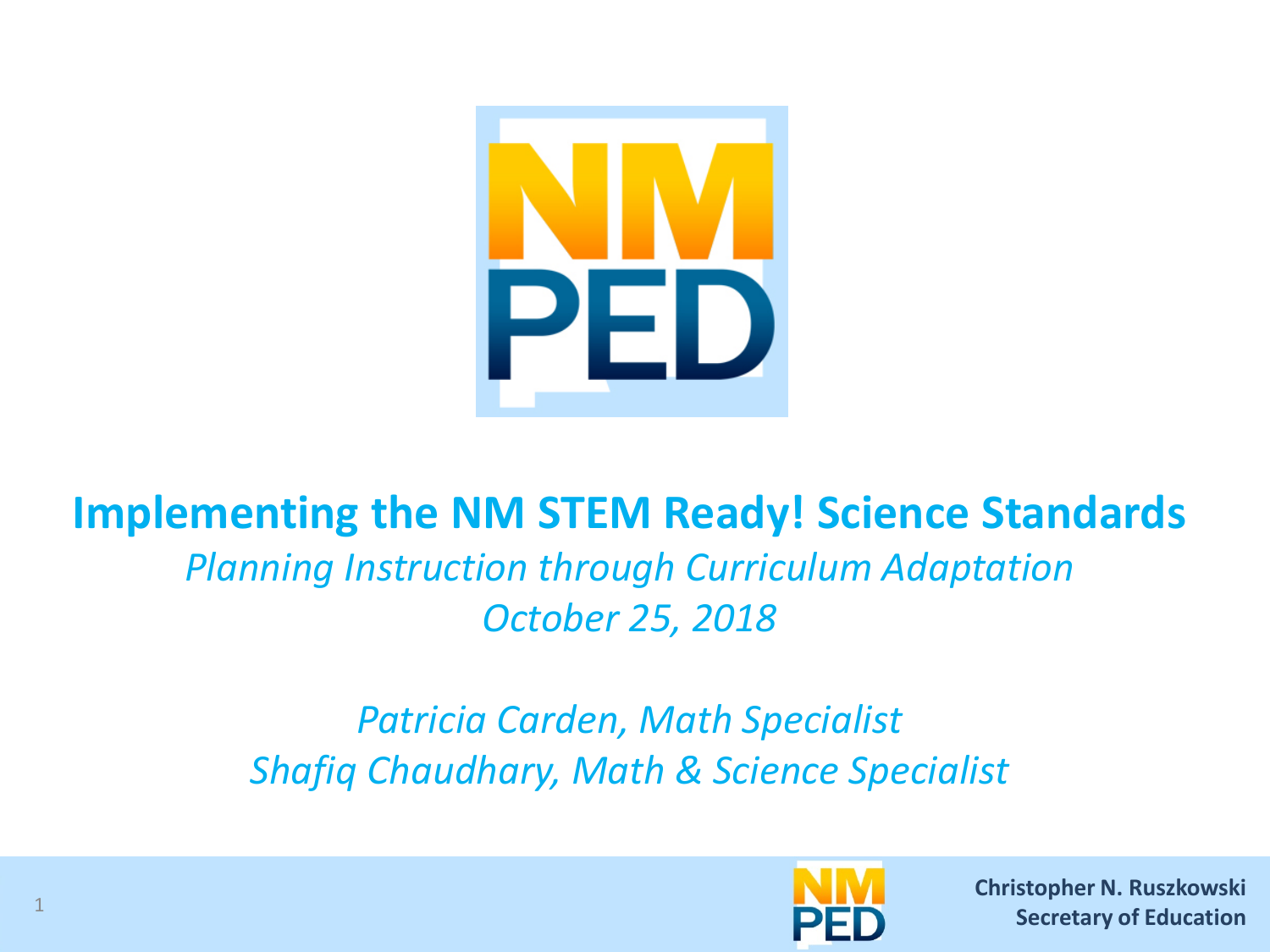# Implementing the NM STEM Ready! Science Standards

*Planning Instruction through Curriculum Adaptation*

*October 25, 2018*

*Patricia Carden, Math Specialist*

*Shafiq Chaudhary, Math & Science Specialist*

**Christopher N. Ruszkowski**
**Secretary of Education**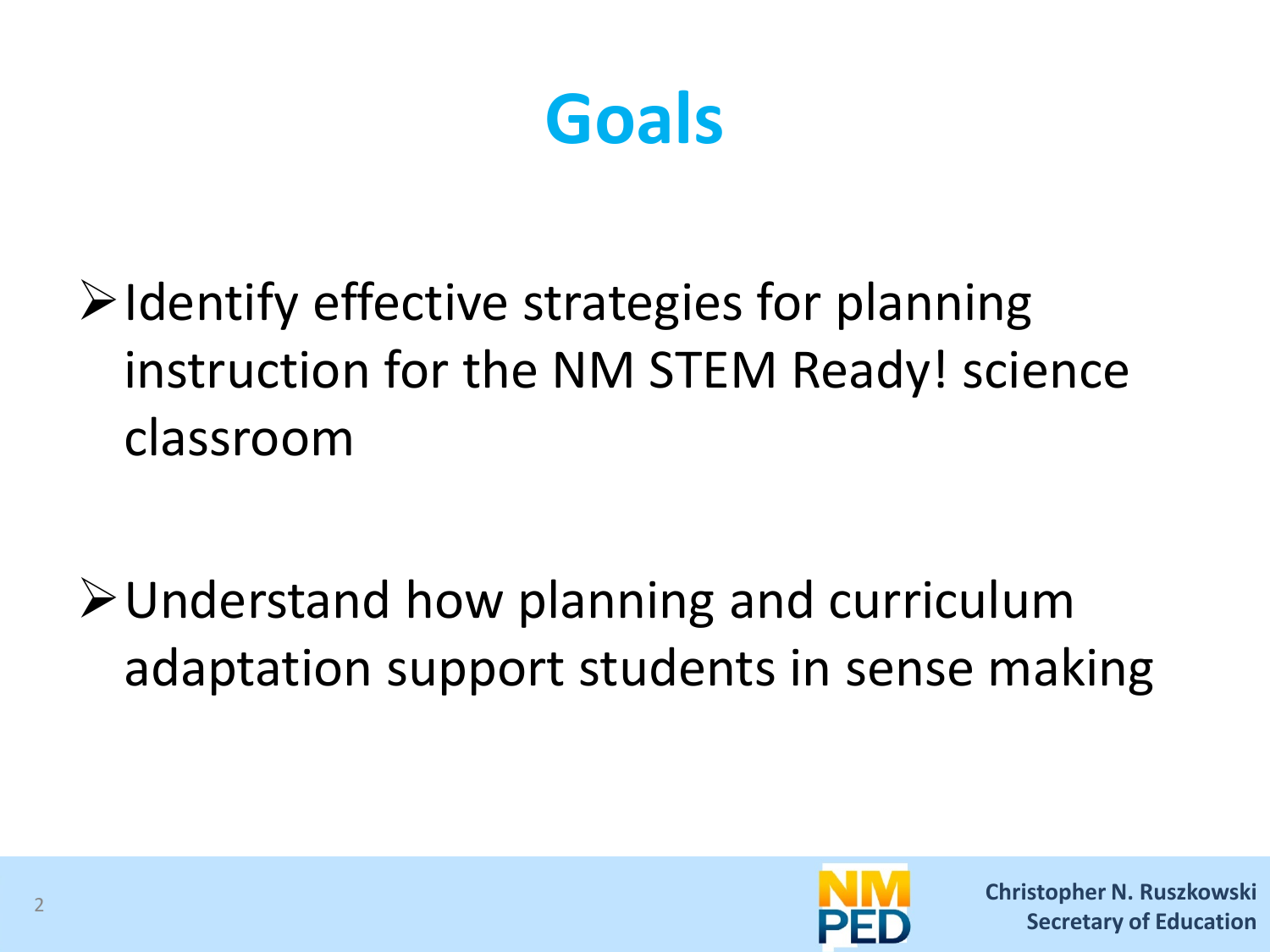# Goals

- Identify effective strategies for planning instruction for the NM STEM Ready! science classroom
- Understand how planning and curriculum adaptation support students in sense making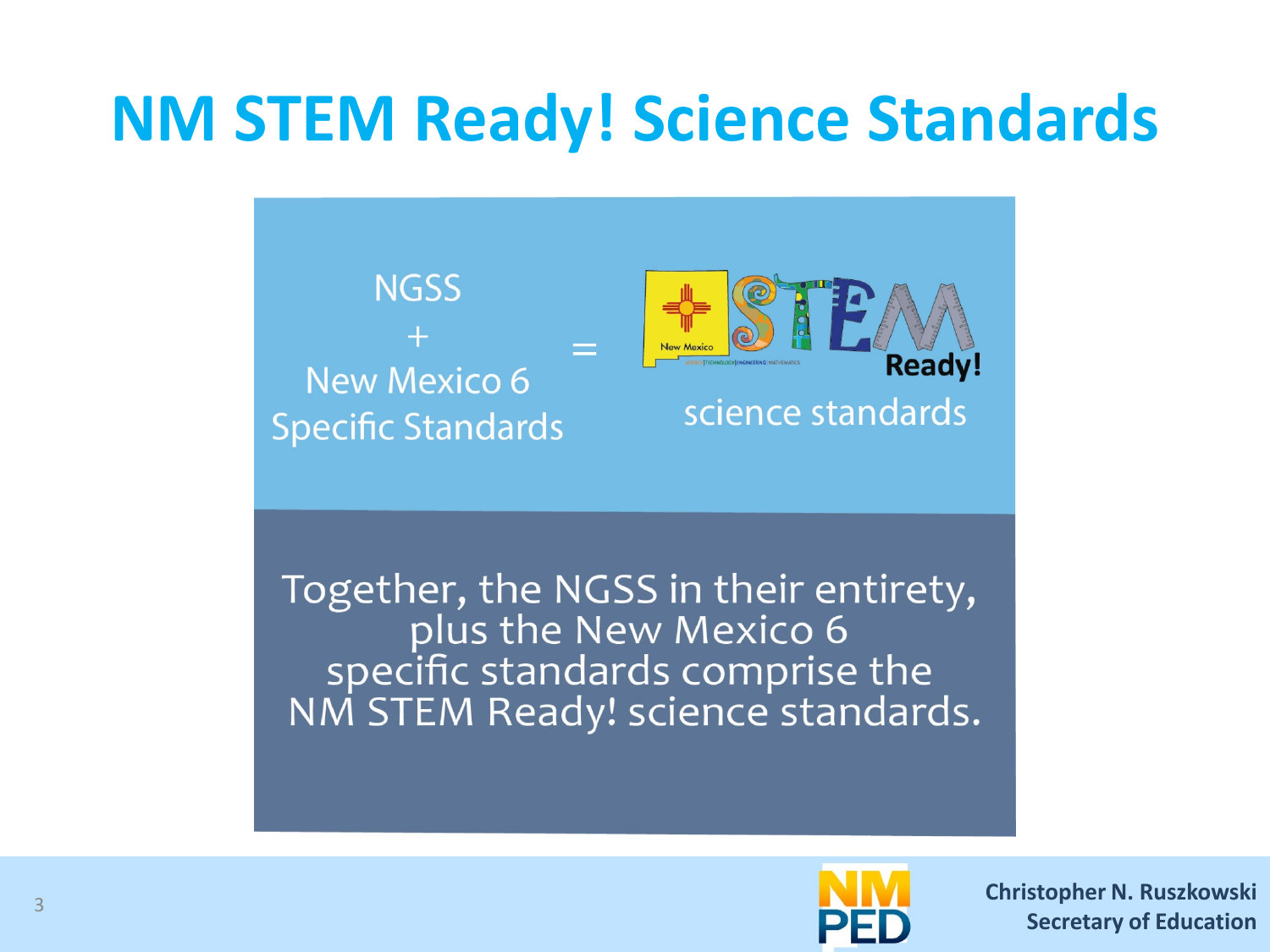# NM STEM Ready! Science Standards

NGSS
+
New Mexico 6 Specific Standards

=

New Mexico STEM Ready!
science standards

Together, the NGSS in their entirety, plus the New Mexico 6 specific standards comprise the NM STEM Ready! science standards.

NM PED

**Christopher N. Ruszkowski**
**Secretary of Education**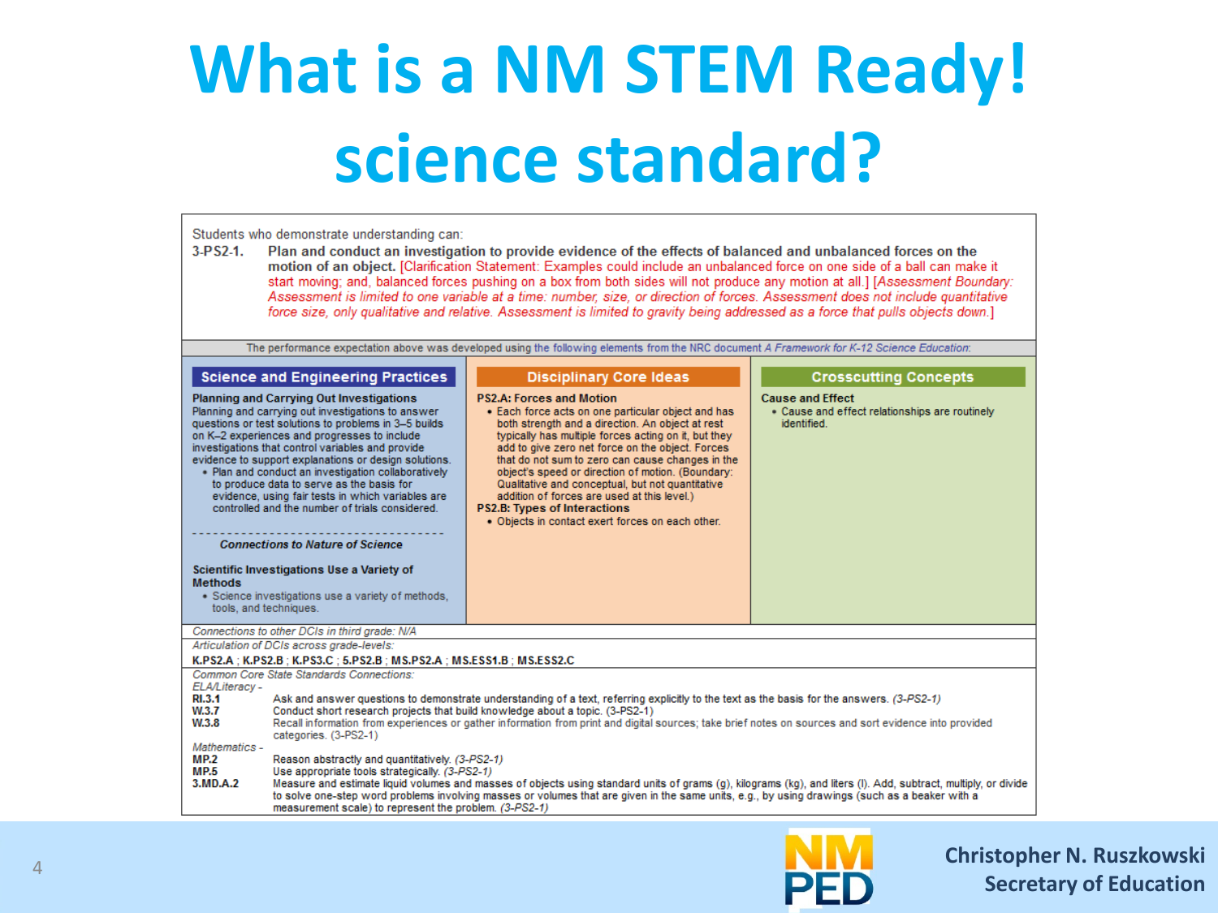# What is a NM STEM Ready! science standard?

Students who demonstrate understanding can:

**3-PS2-1. Plan and conduct an investigation to provide evidence of the effects of balanced and unbalanced forces on the motion of an object.** [Clarification Statement: Examples could include an unbalanced force on one side of a ball can make it start moving; and, balanced forces pushing on a box from both sides will not produce any motion at all.] [*Assessment Boundary: Assessment is limited to one variable at a time: number, size, or direction of forces. Assessment does not include quantitative force size, only qualitative and relative. Assessment is limited to gravity being addressed as a force that pulls objects down.*]

The performance expectation above was developed using the following elements from the NRC document *A Framework for K-12 Science Education*:

| Science and Engineering Practices | Disciplinary Core Ideas | Crosscutting Concepts |
|---|---|---|
| **Planning and Carrying Out Investigations**<br>Planning and carrying out investigations to answer questions or test solutions to problems in 3–5 builds on K–2 experiences and progresses to include investigations that control variables and provide evidence to support explanations or design solutions.<br>• Plan and conduct an investigation collaboratively to produce data to serve as the basis for evidence, using fair tests in which variables are controlled and the number of trials considered.<br>- - - - - - - - - -<br>***Connections to Nature of Science***<br>**Scientific Investigations Use a Variety of Methods**<br>• Science investigations use a variety of methods, tools, and techniques. | **PS2.A: Forces and Motion**<br>• Each force acts on one particular object and has both strength and a direction. An object at rest typically has multiple forces acting on it, but they add to give zero net force on the object. Forces that do not sum to zero can cause changes in the object's speed or direction of motion. (Boundary: Qualitative and conceptual, but not quantitative addition of forces are used at this level.)<br>**PS2.B: Types of Interactions**<br>• Objects in contact exert forces on each other. | **Cause and Effect**<br>• Cause and effect relationships are routinely identified. |

*Connections to other DCIs in third grade: N/A*

*Articulation of DCIs across grade-levels:*
**K.PS2.A** ; **K.PS2.B** ; **K.PS3.C** ; **5.PS2.B** ; **MS.PS2.A** ; **MS.ESS1.B** ; **MS.ESS2.C**

*Common Core State Standards Connections:*

*ELA/Literacy -*

- **RI.3.1** Ask and answer questions to demonstrate understanding of a text, referring explicitly to the text as the basis for the answers. *(3-PS2-1)*
- **W.3.7** Conduct short research projects that build knowledge about a topic. (3-PS2-1)
- **W.3.8** Recall information from experiences or gather information from print and digital sources; take brief notes on sources and sort evidence into provided categories. (3-PS2-1)

*Mathematics -*

- **MP.2** Reason abstractly and quantitatively. *(3-PS2-1)*
- **MP.5** Use appropriate tools strategically. *(3-PS2-1)*
- **3.MD.A.2** Measure and estimate liquid volumes and masses of objects using standard units of grams (g), kilograms (kg), and liters (l). Add, subtract, multiply, or divide to solve one-step word problems involving masses or volumes that are given in the same units, e.g., by using drawings (such as a beaker with a measurement scale) to represent the problem. *(3-PS2-1)*

NM PED

Christopher N. Ruszkowski
Secretary of Education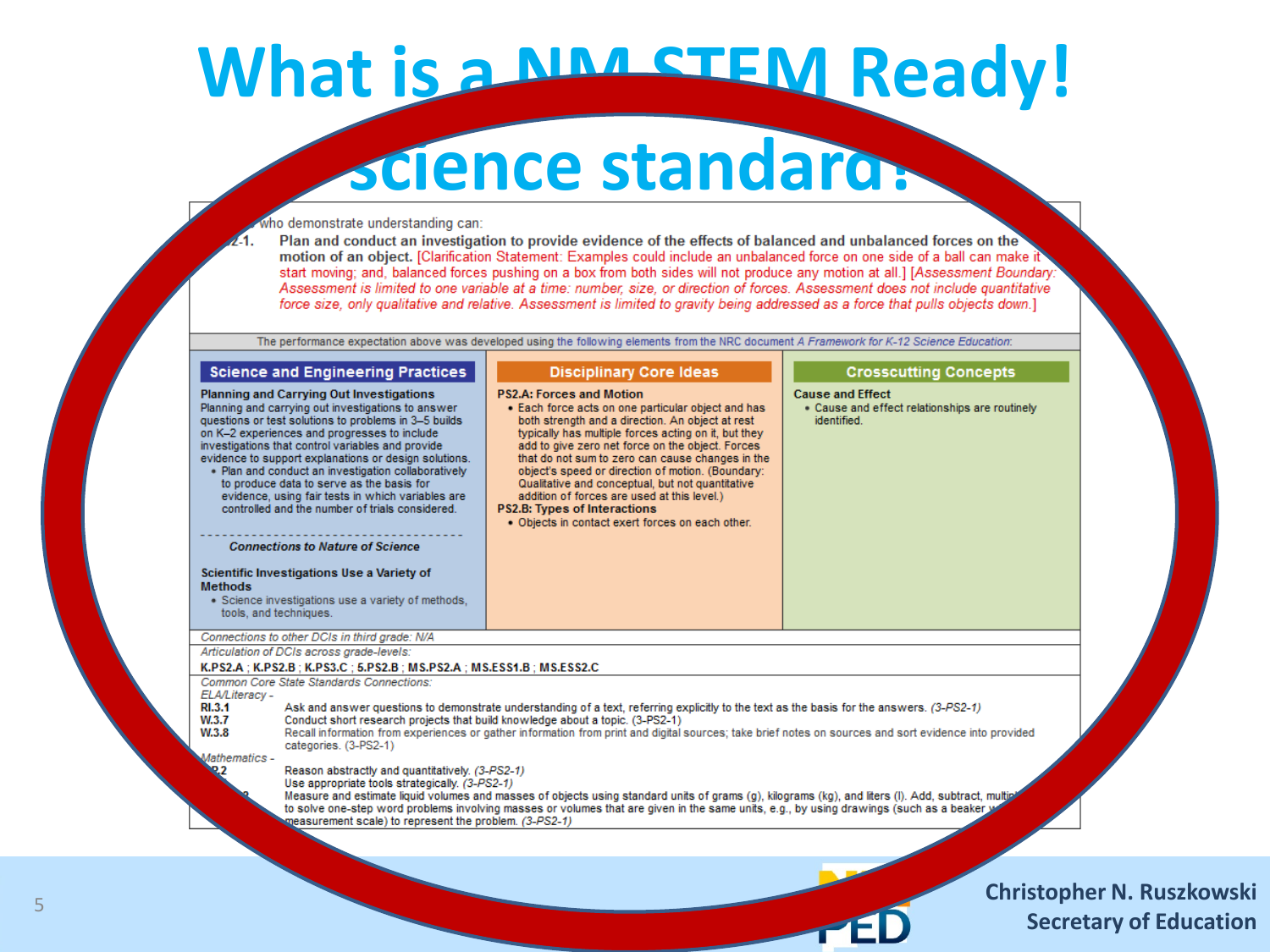# What is a NM STEM Ready! science standard?

…who demonstrate understanding can:

**…2-1. Plan and conduct an investigation to provide evidence of the effects of balanced and unbalanced forces on the motion of an object.** [Clarification Statement: Examples could include an unbalanced force on one side of a ball can make it start moving; and, balanced forces pushing on a box from both sides will not produce any motion at all.] [*Assessment Boundary: Assessment is limited to one variable at a time: number, size, or direction of forces. Assessment does not include quantitative force size, only qualitative and relative. Assessment is limited to gravity being addressed as a force that pulls objects down.*]

The performance expectation above was developed using the following elements from the NRC document *A Framework for K-12 Science Education*:

| Science and Engineering Practices | Disciplinary Core Ideas | Crosscutting Concepts |
|---|---|---|
| **Planning and Carrying Out Investigations**<br>Planning and carrying out investigations to answer questions or test solutions to problems in 3–5 builds on K–2 experiences and progresses to include investigations that control variables and provide evidence to support explanations or design solutions.<br>• Plan and conduct an investigation collaboratively to produce data to serve as the basis for evidence, using fair tests in which variables are controlled and the number of trials considered.<br>- - - - - - - - - - - - - - - - - - - -<br>***Connections to Nature of Science***<br>**Scientific Investigations Use a Variety of Methods**<br>• Science investigations use a variety of methods, tools, and techniques. | **PS2.A: Forces and Motion**<br>• Each force acts on one particular object and has both strength and a direction. An object at rest typically has multiple forces acting on it, but they add to give zero net force on the object. Forces that do not sum to zero can cause changes in the object's speed or direction of motion. (Boundary: Qualitative and conceptual, but not quantitative addition of forces are used at this level.)<br>**PS2.B: Types of Interactions**<br>• Objects in contact exert forces on each other. | **Cause and Effect**<br>• Cause and effect relationships are routinely identified. |

*Connections to other DCIs in third grade: N/A*

*Articulation of DCIs across grade-levels:*
**K.PS2.A ; K.PS2.B ; K.PS3.C ; 5.PS2.B ; MS.PS2.A ; MS.ESS1.B ; MS.ESS2.C**

*Common Core State Standards Connections:*

*ELA/Literacy -*

- **RI.3.1** Ask and answer questions to demonstrate understanding of a text, referring explicitly to the text as the basis for the answers. *(3-PS2-1)*
- **W.3.7** Conduct short research projects that build knowledge about a topic. (3-PS2-1)
- **W.3.8** Recall information from experiences or gather information from print and digital sources; take brief notes on sources and sort evidence into provided categories. (3-PS2-1)

*Mathematics -*

- **…P.2** Reason abstractly and quantitatively. *(3-PS2-1)*
- Use appropriate tools strategically. *(3-PS2-1)*
- Measure and estimate liquid volumes and masses of objects using standard units of grams (g), kilograms (kg), and liters (l). Add, subtract, multi… to solve one-step word problems involving masses or volumes that are given in the same units, e.g., by using drawings (such as a beaker w… measurement scale) to represent the problem. *(3-PS2-1)*

Christopher N. Ruszkowski
Secretary of Education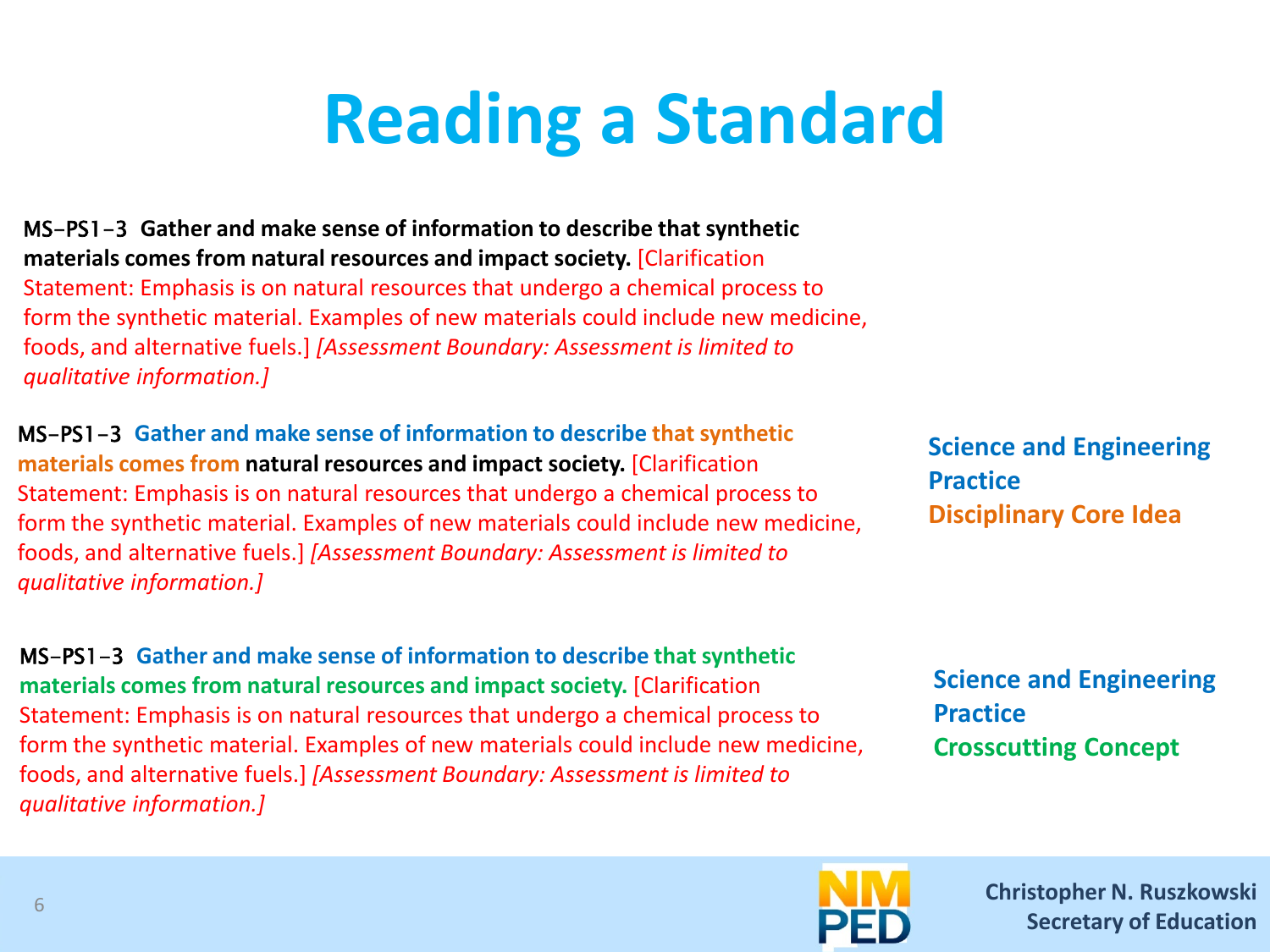# Reading a Standard

**MS-PS1-3 Gather and make sense of information to describe that synthetic materials comes from natural resources and impact society.** [Clarification Statement: Emphasis is on natural resources that undergo a chemical process to form the synthetic material. Examples of new materials could include new medicine, foods, and alternative fuels.] *[Assessment Boundary: Assessment is limited to qualitative information.]*

**MS-PS1-3 Gather and make sense of information to describe that synthetic materials comes from natural resources and impact society.** [Clarification Statement: Emphasis is on natural resources that undergo a chemical process to form the synthetic material. Examples of new materials could include new medicine, foods, and alternative fuels.] *[Assessment Boundary: Assessment is limited to qualitative information.]*

**Science and Engineering Practice**
**Disciplinary Core Idea**

**MS-PS1-3 Gather and make sense of information to describe that synthetic materials comes from natural resources and impact society.** [Clarification Statement: Emphasis is on natural resources that undergo a chemical process to form the synthetic material. Examples of new materials could include new medicine, foods, and alternative fuels.] *[Assessment Boundary: Assessment is limited to qualitative information.]*

**Science and Engineering Practice**
**Crosscutting Concept**

**Christopher N. Ruszkowski**
**Secretary of Education**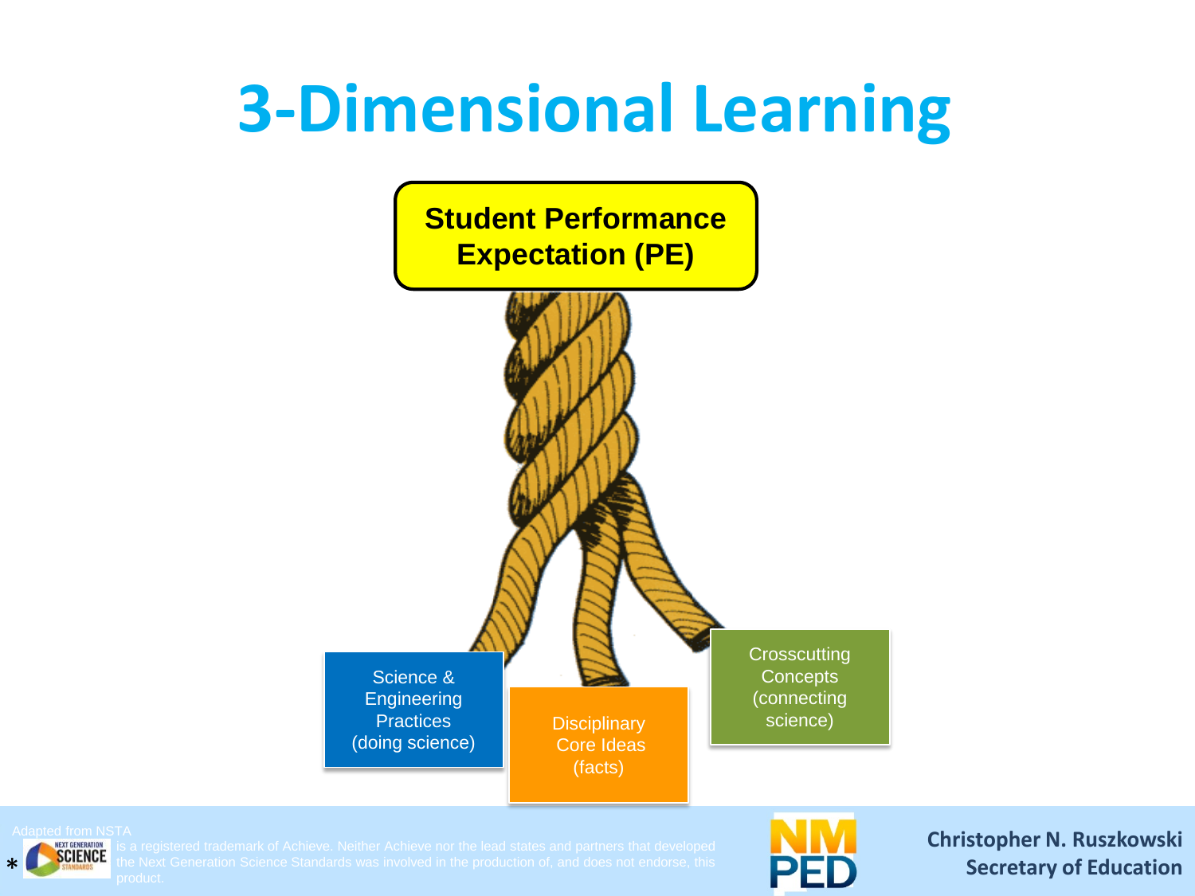# 3-Dimensional Learning

**Student Performance Expectation (PE)**

Science & Engineering Practices (doing science)

Disciplinary Core Ideas (facts)

Crosscutting Concepts (connecting science)

Adapted from NSTA

* NEXT GENERATION SCIENCE STANDARDS is a registered trademark of Achieve. Neither Achieve nor the lead states and partners that developed the Next Generation Science Standards was involved in the production of, and does not endorse, this product.

NM PED

**Christopher N. Ruszkowski**
**Secretary of Education**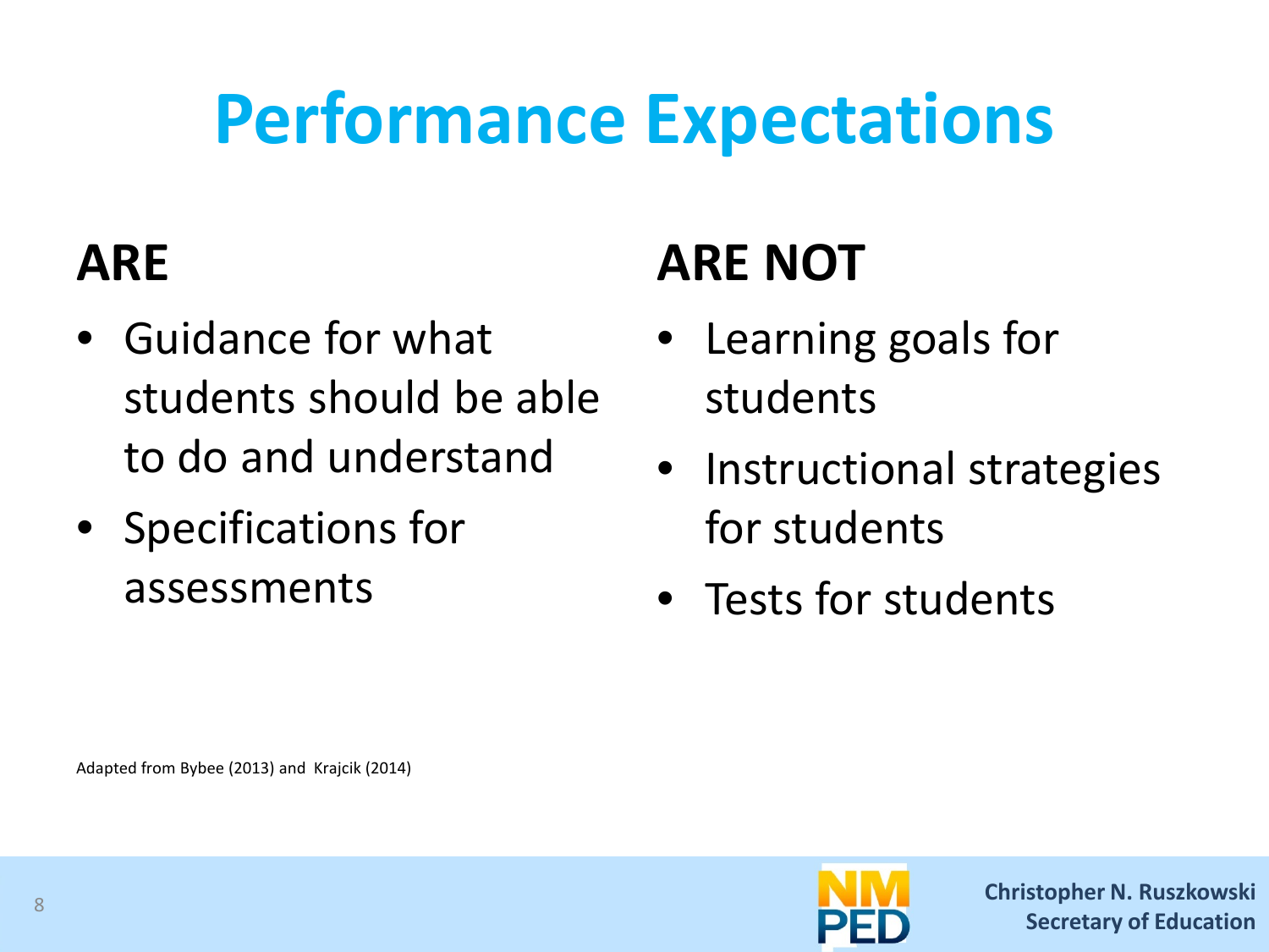# Performance Expectations

## ARE

- Guidance for what students should be able to do and understand
- Specifications for assessments

## ARE NOT

- Learning goals for students
- Instructional strategies for students
- Tests for students

Adapted from Bybee (2013) and Krajcik (2014)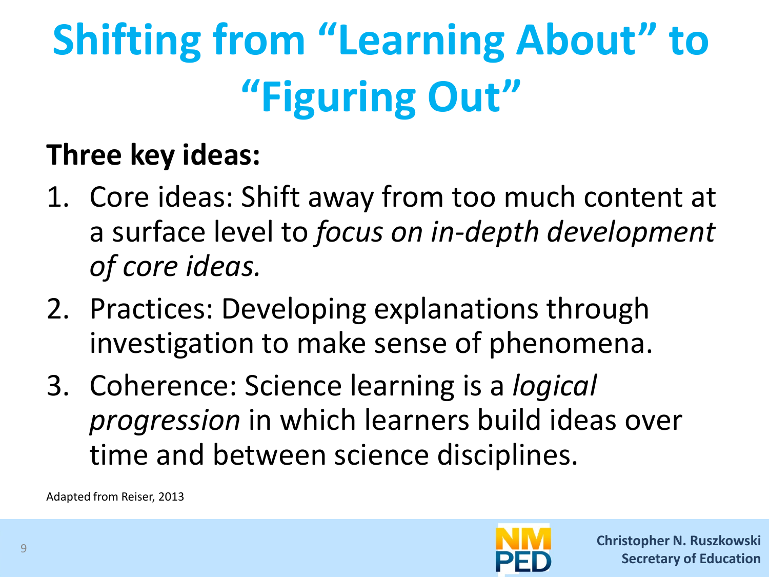# Shifting from "Learning About" to "Figuring Out"

**Three key ideas:**

1. Core ideas: Shift away from too much content at a surface level to *focus on in-depth development of core ideas.*
2. Practices: Developing explanations through investigation to make sense of phenomena.
3. Coherence: Science learning is a *logical progression* in which learners build ideas over time and between science disciplines.

Adapted from Reiser, 2013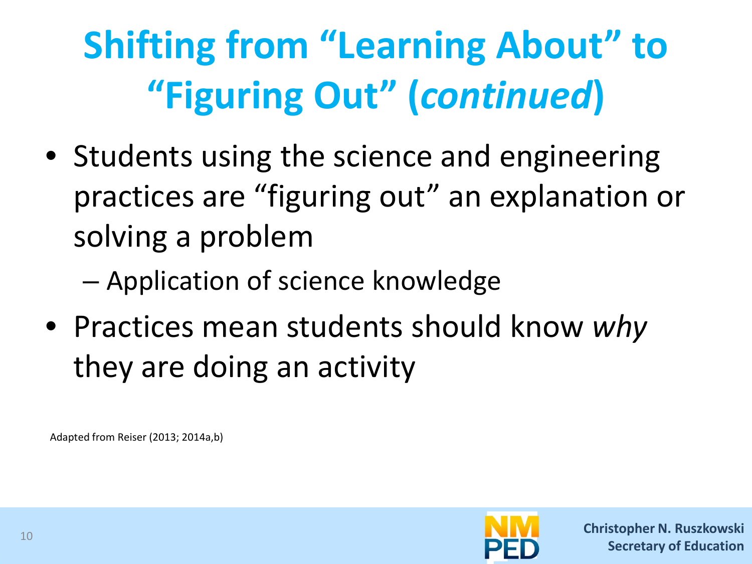# Shifting from "Learning About" to "Figuring Out" (*continued*)

- Students using the science and engineering practices are "figuring out" an explanation or solving a problem
  - Application of science knowledge
- Practices mean students should know *why* they are doing an activity

Adapted from Reiser (2013; 2014a,b)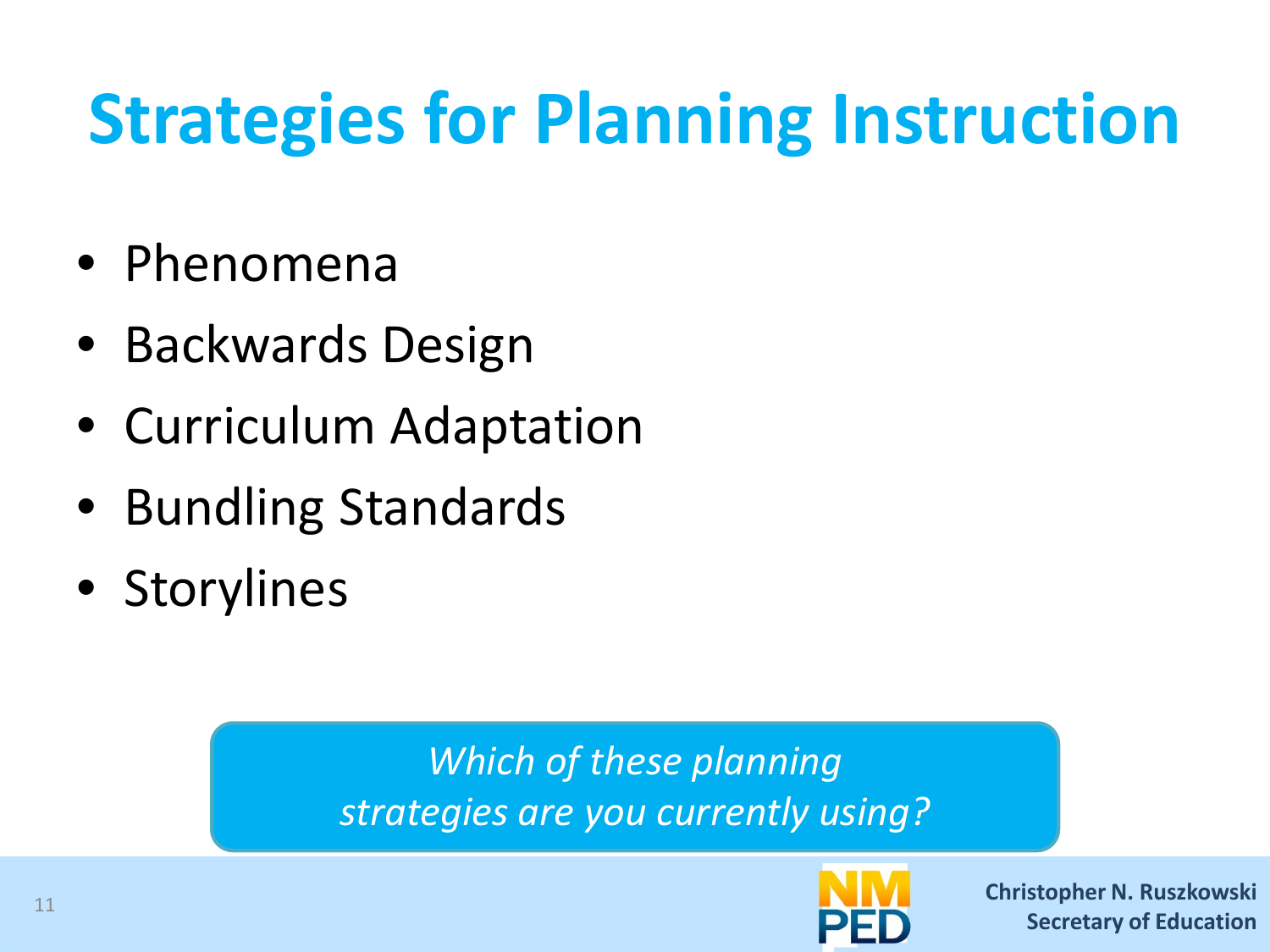# Strategies for Planning Instruction

- Phenomena
- Backwards Design
- Curriculum Adaptation
- Bundling Standards
- Storylines

*Which of these planning strategies are you currently using?*

**Christopher N. Ruszkowski**
**Secretary of Education**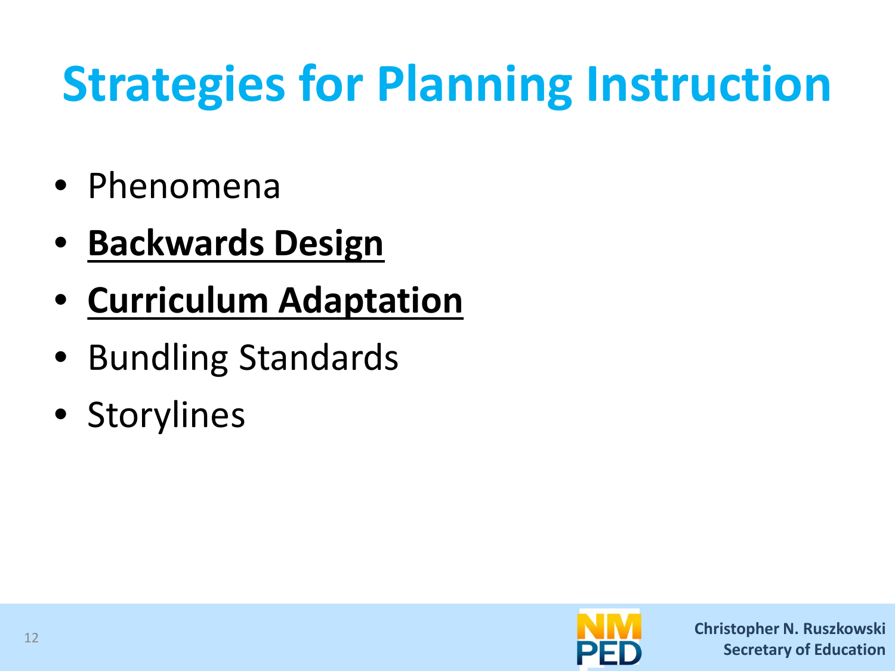# Strategies for Planning Instruction

- Phenomena
- **Backwards Design**
- **Curriculum Adaptation**
- Bundling Standards
- Storylines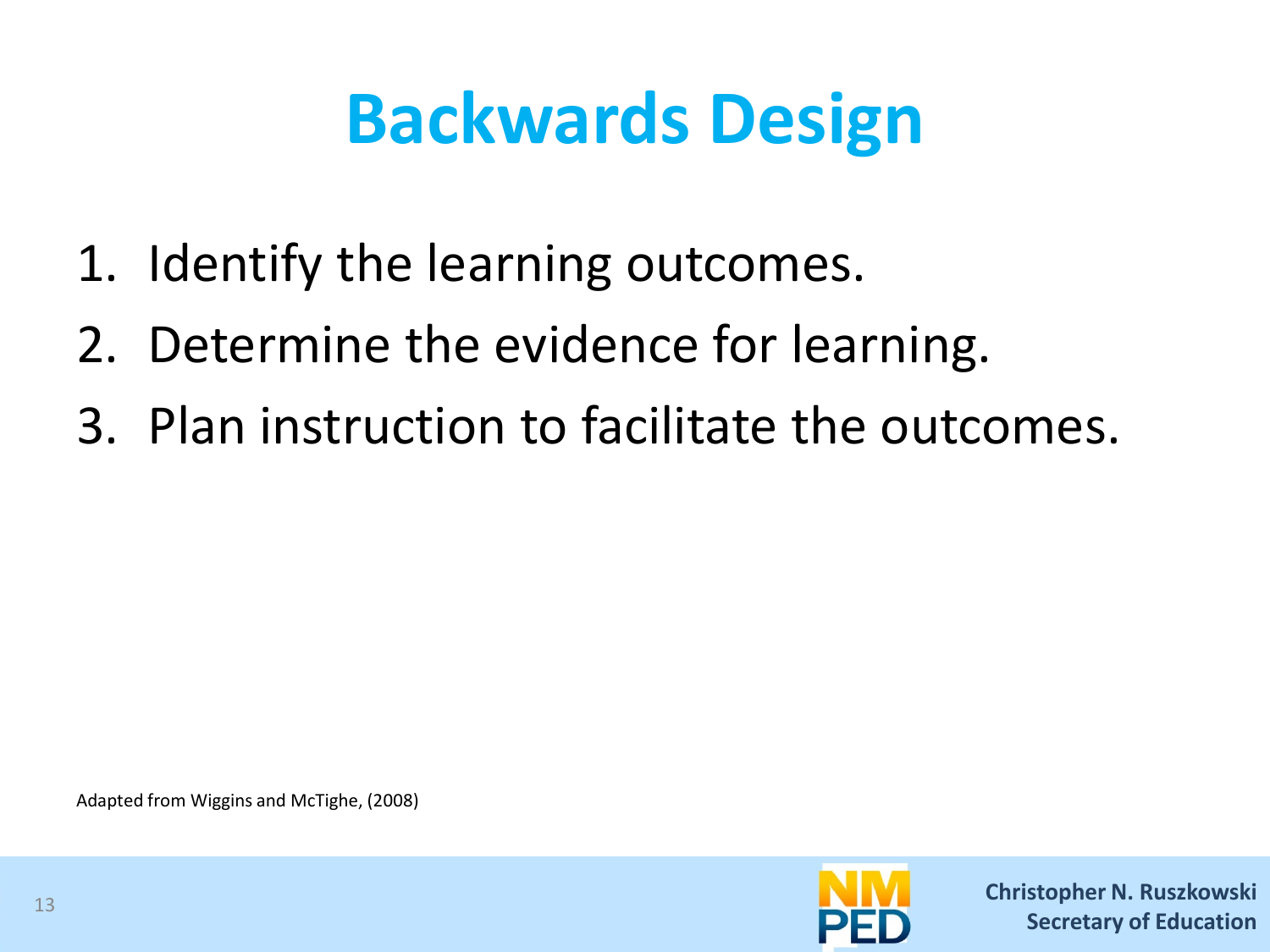# Backwards Design

1. Identify the learning outcomes.
2. Determine the evidence for learning.
3. Plan instruction to facilitate the outcomes.

Adapted from Wiggins and McTighe, (2008)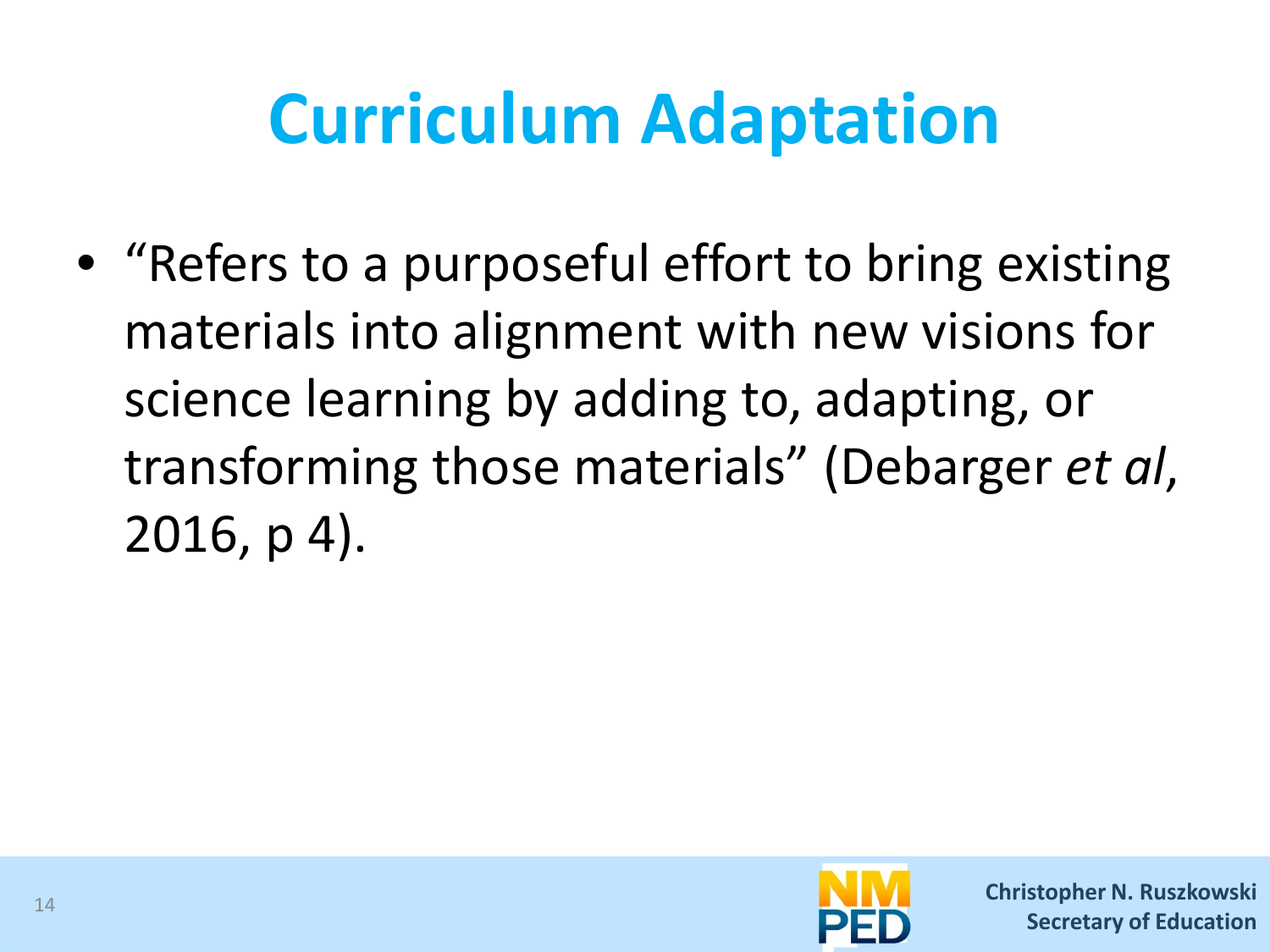# Curriculum Adaptation

- "Refers to a purposeful effort to bring existing materials into alignment with new visions for science learning by adding to, adapting, or transforming those materials" (Debarger *et al*, 2016, p 4).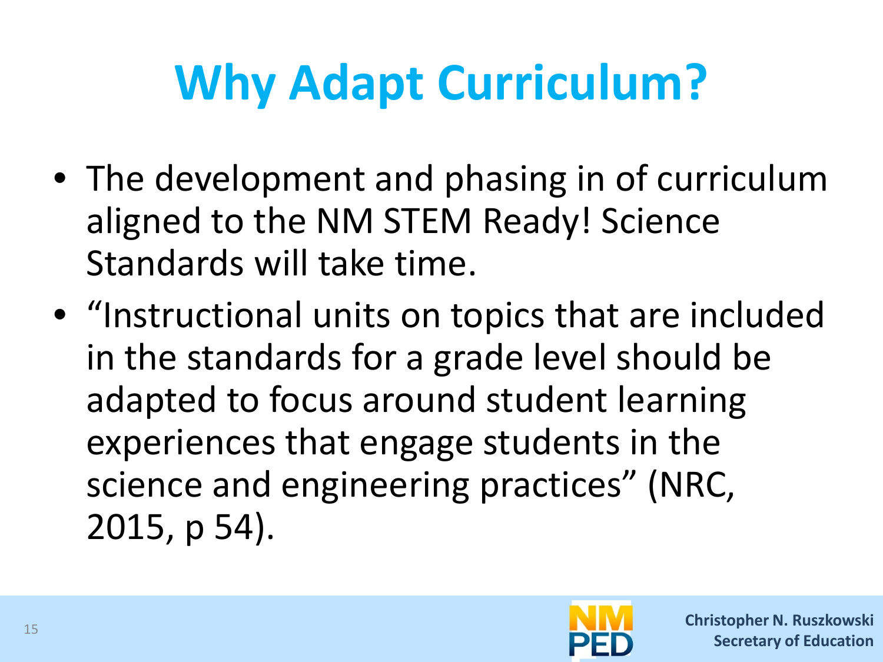# Why Adapt Curriculum?

- The development and phasing in of curriculum aligned to the NM STEM Ready! Science Standards will take time.
- "Instructional units on topics that are included in the standards for a grade level should be adapted to focus around student learning experiences that engage students in the science and engineering practices" (NRC, 2015, p 54).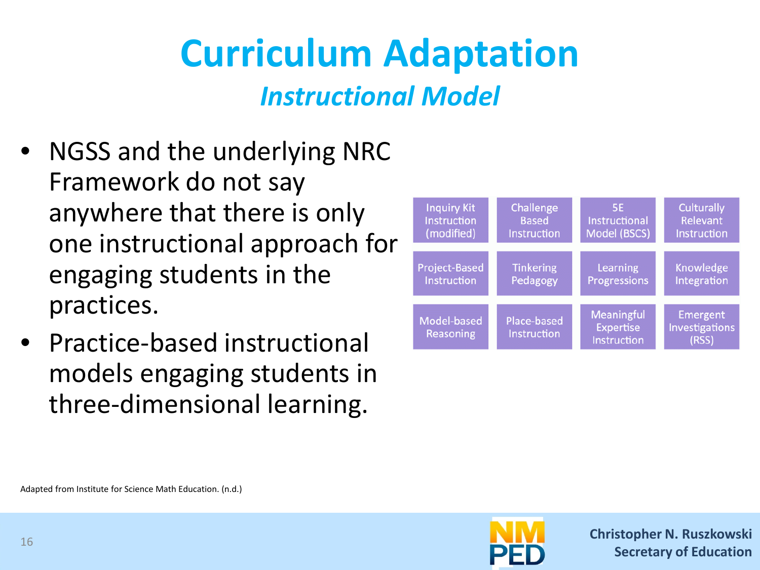# Curriculum Adaptation

## *Instructional Model*

- NGSS and the underlying NRC Framework do not say anywhere that there is only one instructional approach for engaging students in the practices.
- Practice-based instructional models engaging students in three-dimensional learning.

| | | | |
|---|---|---|---|
| Inquiry Kit Instruction (modified) | Challenge Based Instruction | 5E Instructional Model (BSCS) | Culturally Relevant Instruction |
| Project-Based Instruction | Tinkering Pedagogy | Learning Progressions | Knowledge Integration |
| Model-based Reasoning | Place-based Instruction | Meaningful Expertise Instruction | Emergent Investigations (RSS) |

Adapted from Institute for Science Math Education. (n.d.)

NM PED

**Christopher N. Ruszkowski**
**Secretary of Education**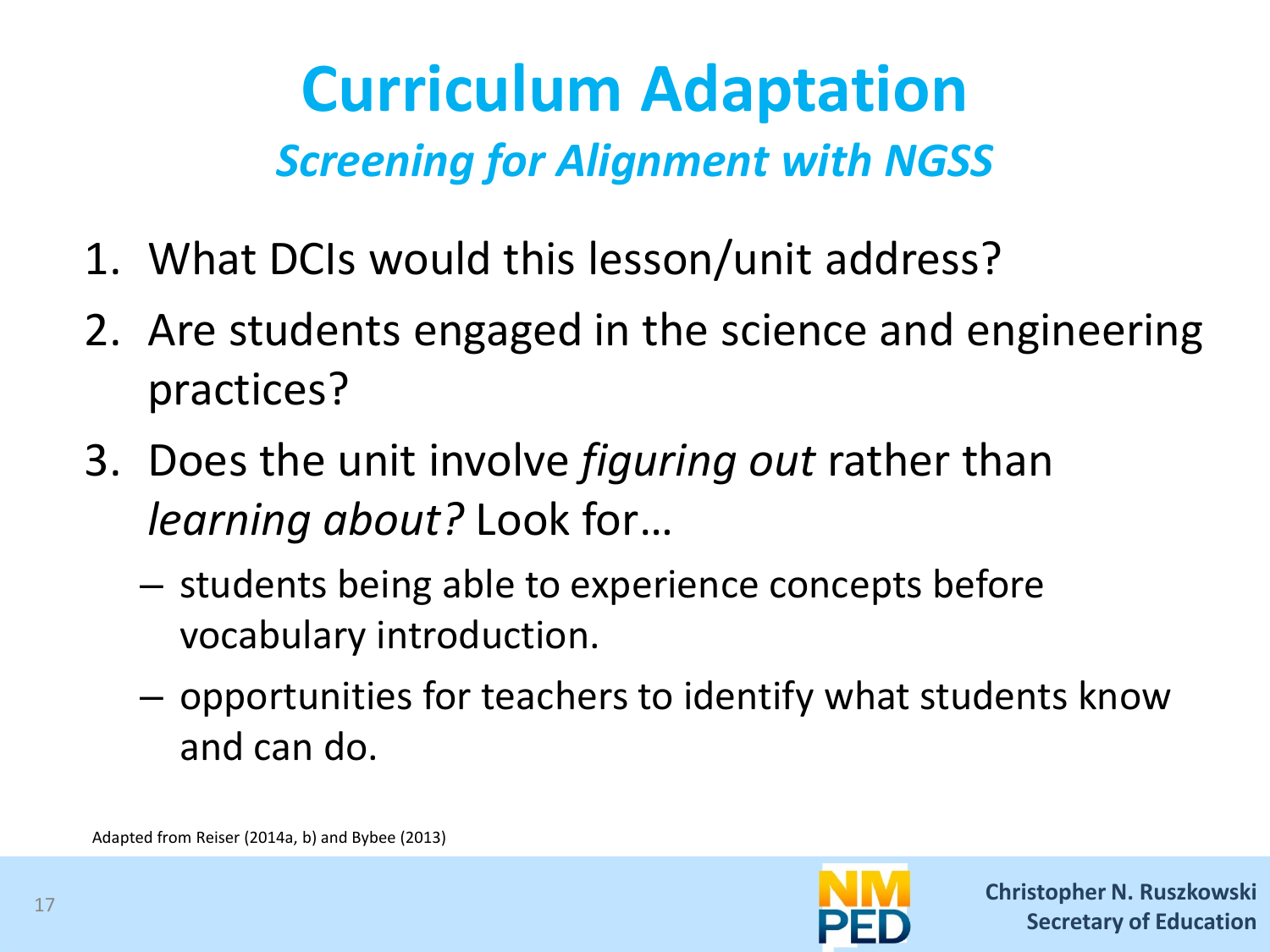# Curriculum Adaptation

## *Screening for Alignment with NGSS*

1. What DCIs would this lesson/unit address?
2. Are students engaged in the science and engineering practices?
3. Does the unit involve *figuring out* rather than *learning about?* Look for…
   - students being able to experience concepts before vocabulary introduction.
   - opportunities for teachers to identify what students know and can do.

Adapted from Reiser (2014a, b) and Bybee (2013)

NM PED

**Christopher N. Ruszkowski**
**Secretary of Education**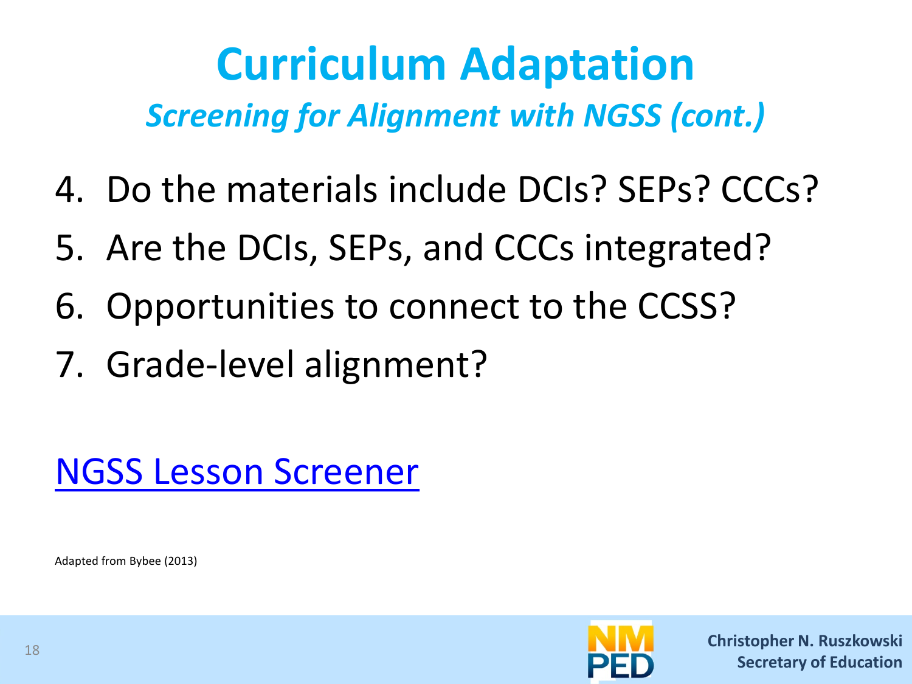# Curriculum Adaptation

## *Screening for Alignment with NGSS (cont.)*

4. Do the materials include DCIs? SEPs? CCCs?
5. Are the DCIs, SEPs, and CCCs integrated?
6. Opportunities to connect to the CCSS?
7. Grade-level alignment?

[NGSS Lesson Screener]

Adapted from Bybee (2013)

Christopher N. Ruszkowski
Secretary of Education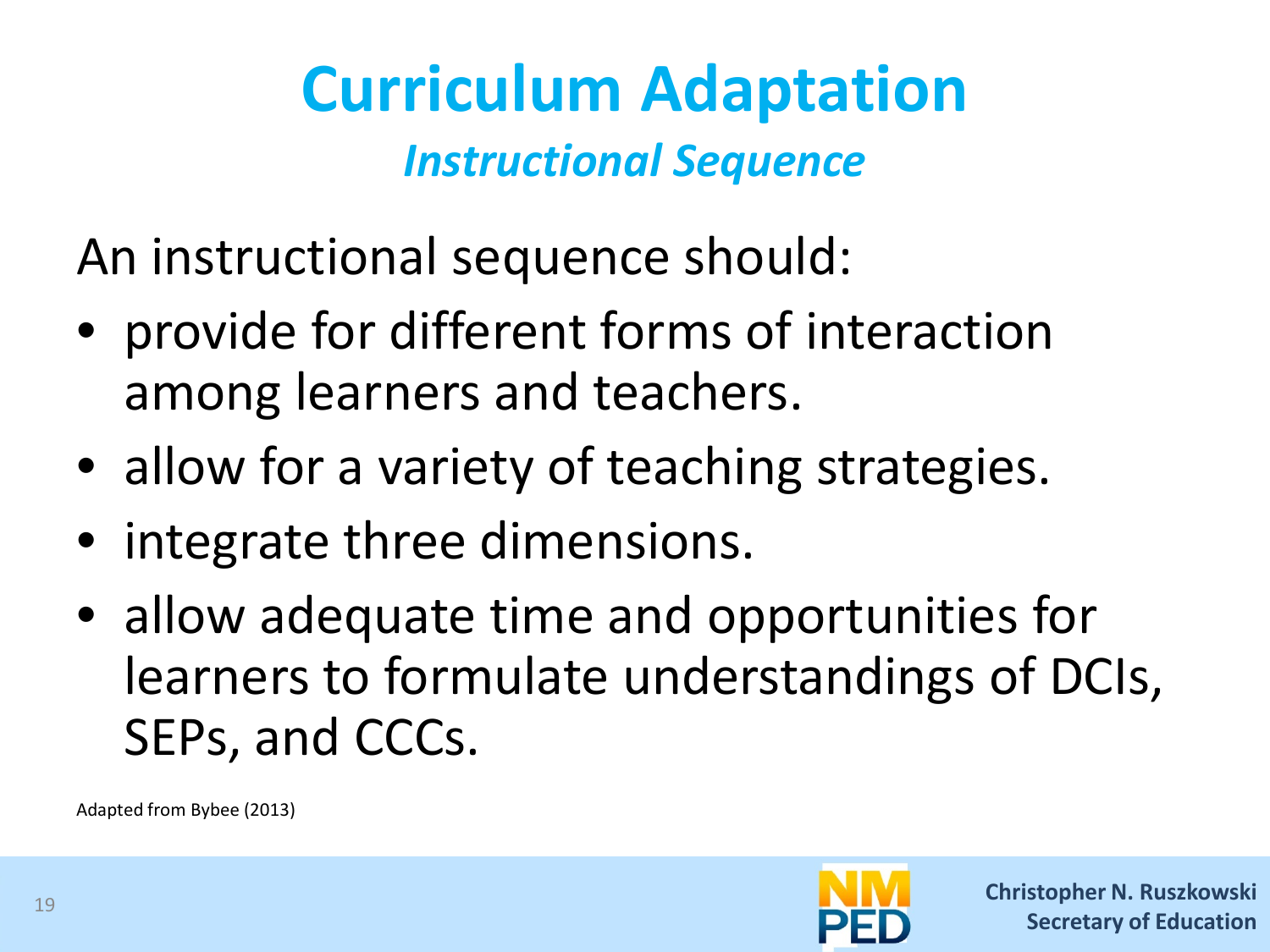# Curriculum Adaptation

## *Instructional Sequence*

An instructional sequence should:

- provide for different forms of interaction among learners and teachers.
- allow for a variety of teaching strategies.
- integrate three dimensions.
- allow adequate time and opportunities for learners to formulate understandings of DCIs, SEPs, and CCCs.

Adapted from Bybee (2013)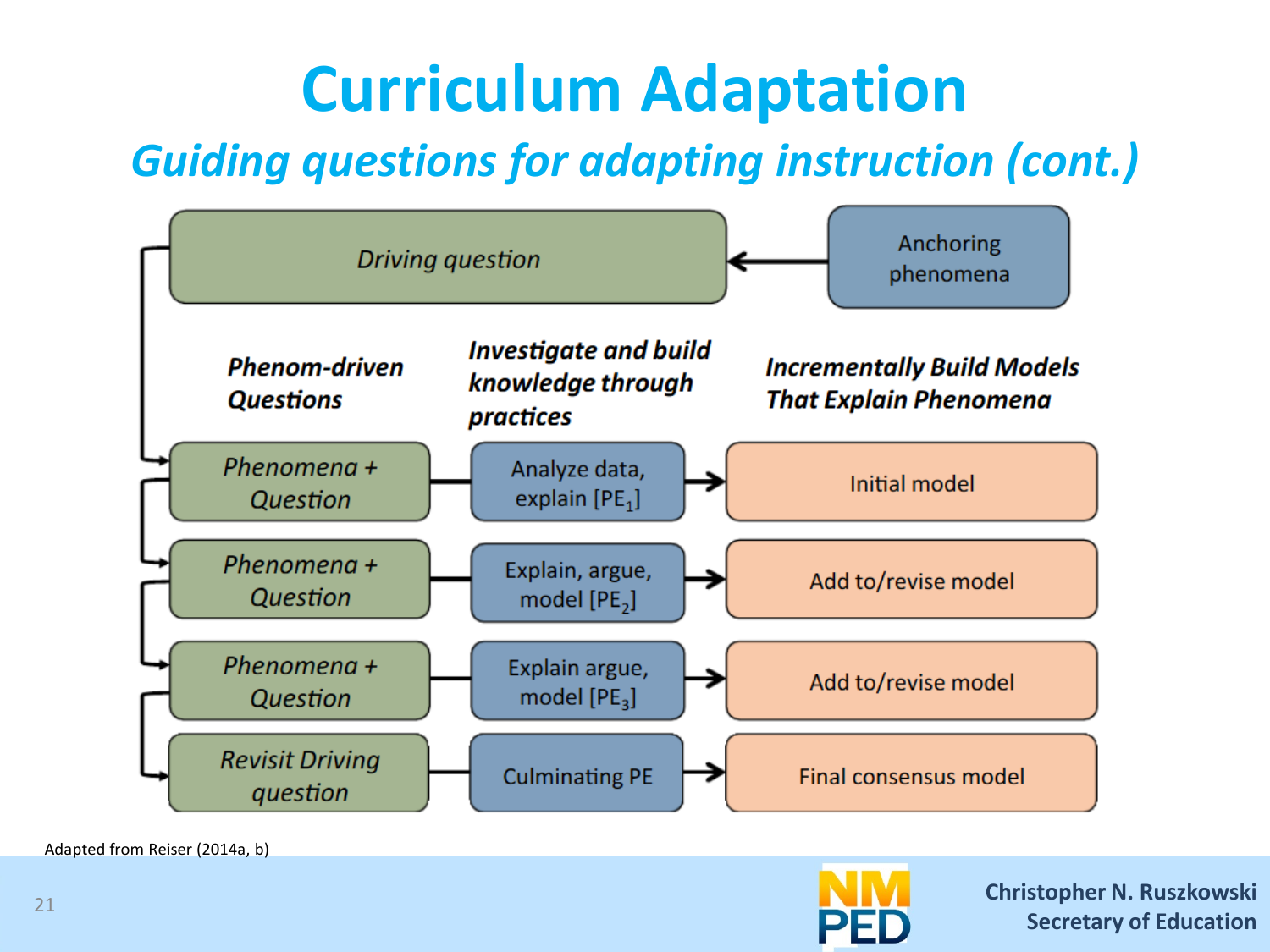# Curriculum Adaptation

## *Guiding questions for adapting instruction (cont.)*

*Driving question* ← Anchoring phenomena

| ***Phenom-driven Questions*** | ***Investigate and build knowledge through practices*** | ***Incrementally Build Models That Explain Phenomena*** |
|---|---|---|
| *Phenomena + Question* | Analyze data, explain [$PE_1$] → | Initial model |
| *Phenomena + Question* | Explain, argue, model [$PE_2$] → | Add to/revise model |
| *Phenomena + Question* | Explain argue, model [$PE_3$] → | Add to/revise model |
| *Revisit Driving question* | Culminating PE → | Final consensus model |

Adapted from Reiser (2014a, b)

Christopher N. Ruszkowski
Secretary of Education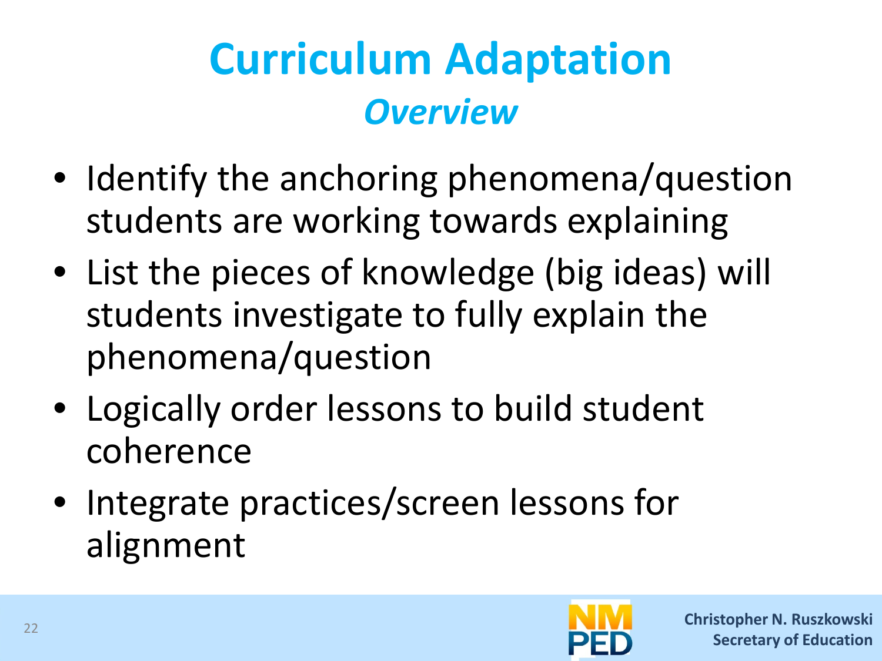# Curriculum Adaptation

## *Overview*

- Identify the anchoring phenomena/question students are working towards explaining
- List the pieces of knowledge (big ideas) will students investigate to fully explain the phenomena/question
- Logically order lessons to build student coherence
- Integrate practices/screen lessons for alignment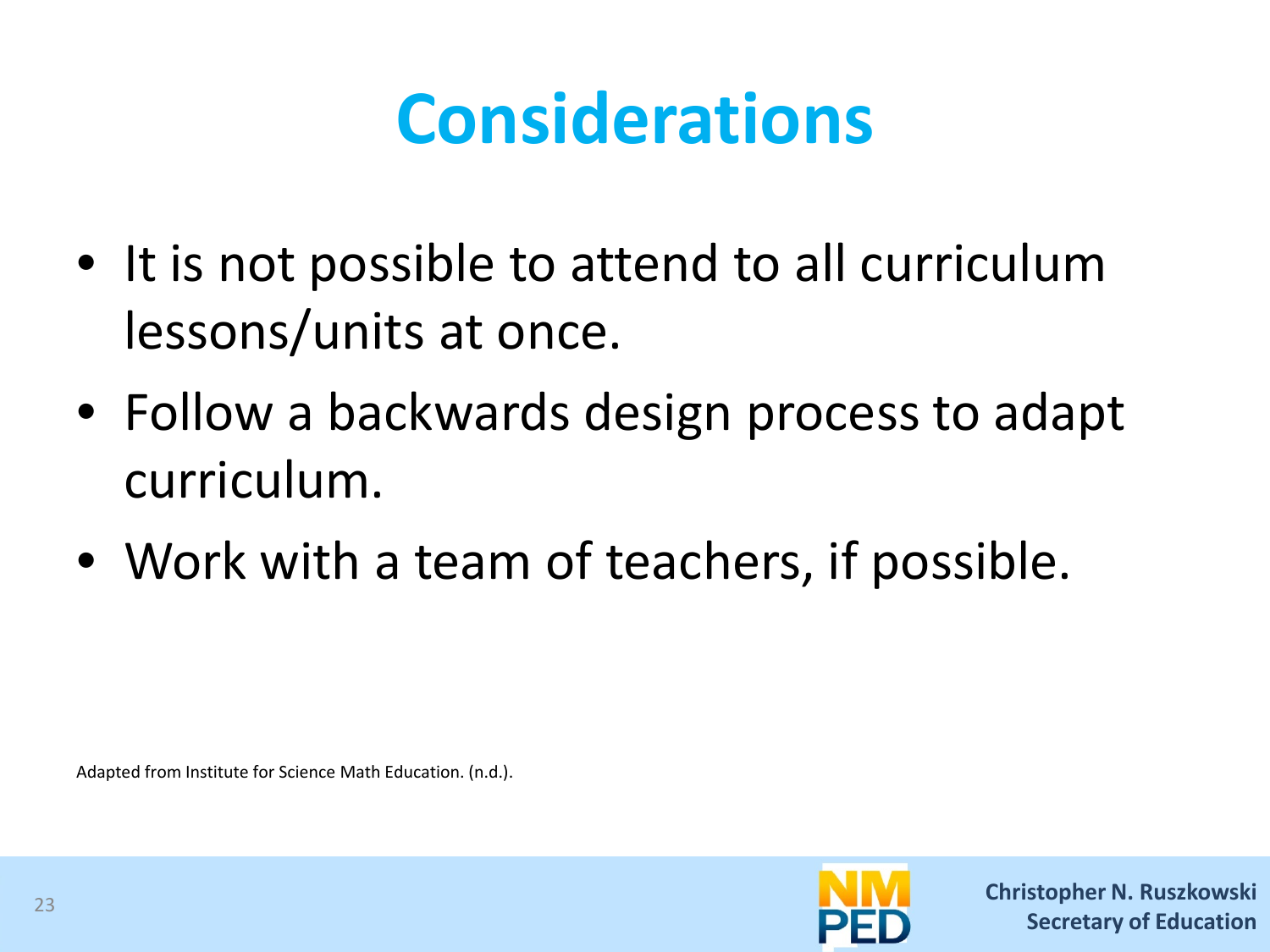# Considerations

- It is not possible to attend to all curriculum lessons/units at once.
- Follow a backwards design process to adapt curriculum.
- Work with a team of teachers, if possible.

Adapted from Institute for Science Math Education. (n.d.).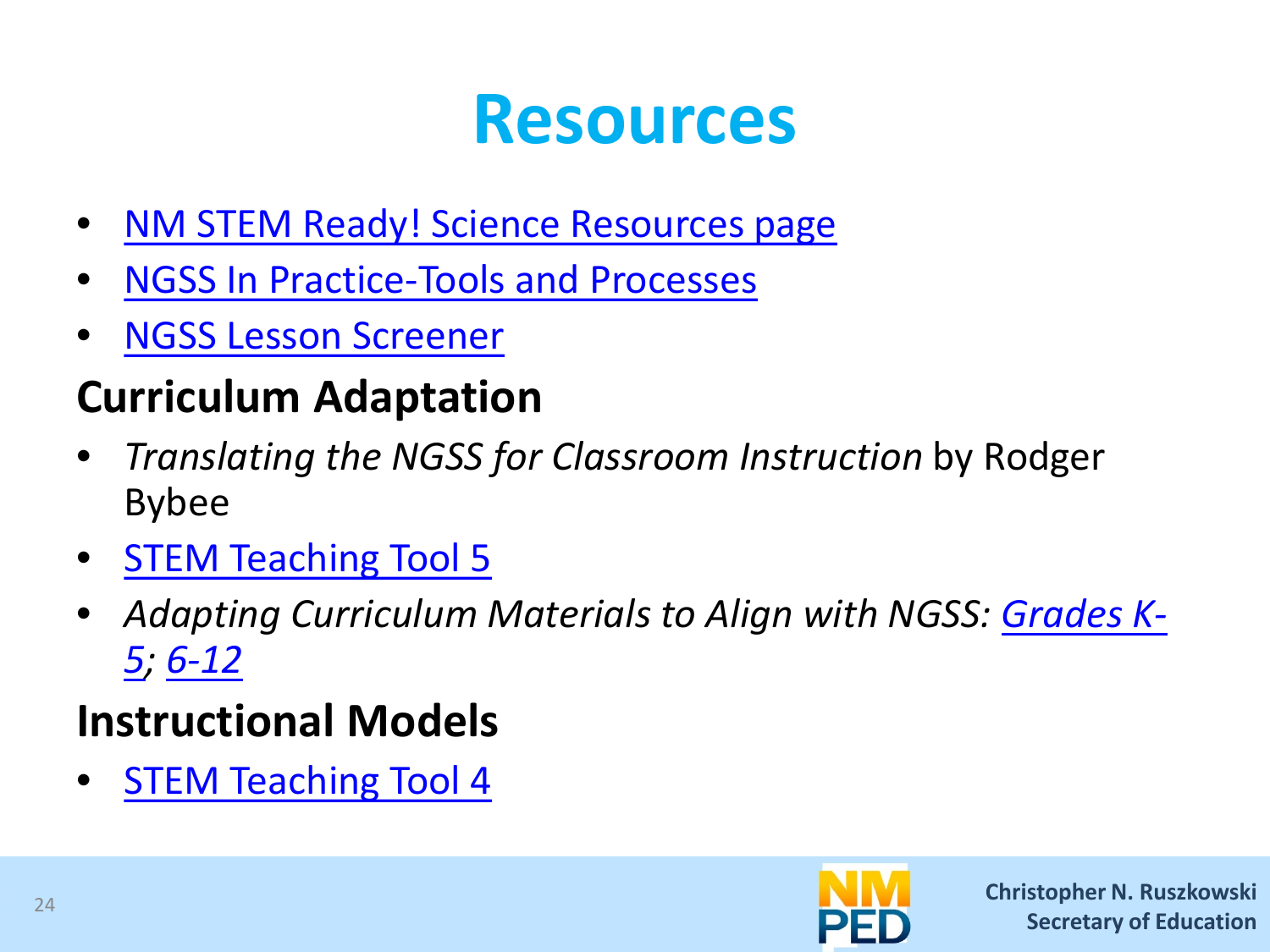# Resources

- NM STEM Ready! Science Resources page
- NGSS In Practice-Tools and Processes
- NGSS Lesson Screener

## Curriculum Adaptation

- *Translating the NGSS for Classroom Instruction* by Rodger Bybee
- STEM Teaching Tool 5
- *Adapting Curriculum Materials to Align with NGSS: Grades K-5; 6-12*

## Instructional Models

- STEM Teaching Tool 4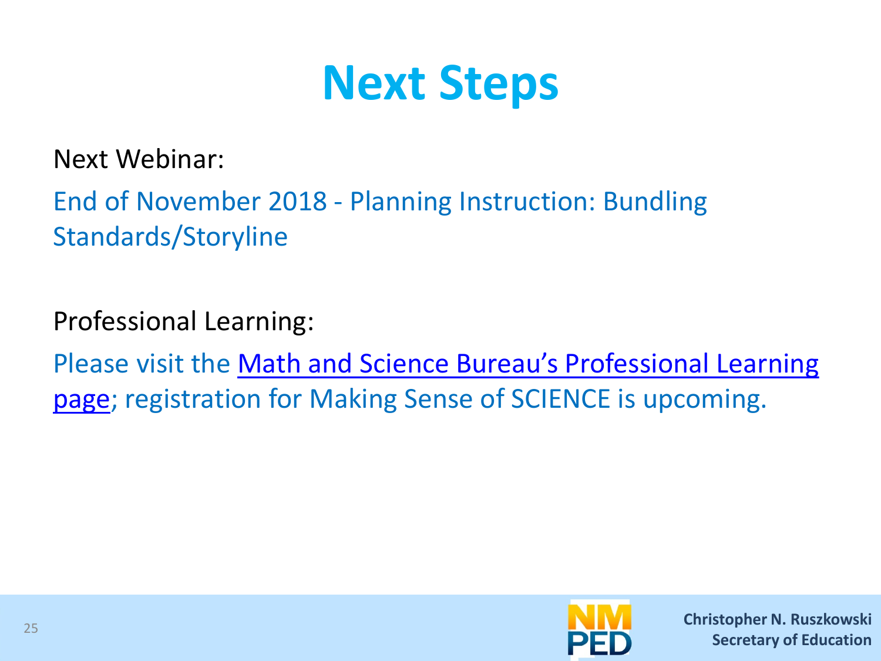# Next Steps

Next Webinar:

End of November 2018 - Planning Instruction: Bundling Standards/Storyline

Professional Learning:

Please visit the [Math and Science Bureau's Professional Learning page]; registration for Making Sense of SCIENCE is upcoming.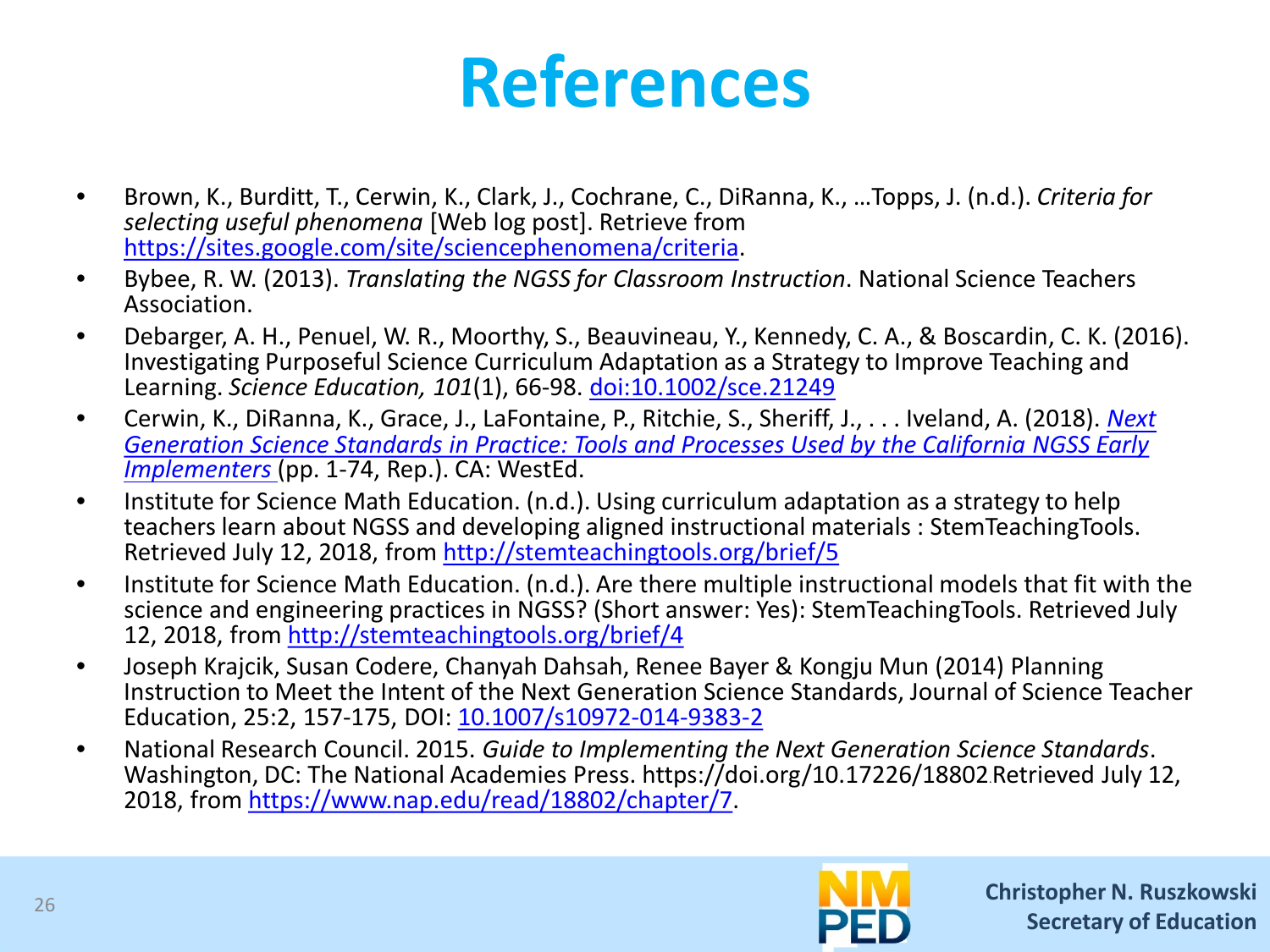# References

- Brown, K., Burditt, T., Cerwin, K., Clark, J., Cochrane, C., DiRanna, K., …Topps, J. (n.d.). *Criteria for selecting useful phenomena* [Web log post]. Retrieve from [https://sites.google.com/site/sciencephenomena/criteria](https://sites.google.com/site/sciencephenomena/criteria).
- Bybee, R. W. (2013). *Translating the NGSS for Classroom Instruction*. National Science Teachers Association.
- Debarger, A. H., Penuel, W. R., Moorthy, S., Beauvineau, Y., Kennedy, C. A., & Boscardin, C. K. (2016). Investigating Purposeful Science Curriculum Adaptation as a Strategy to Improve Teaching and Learning. *Science Education, 101*(1), 66-98. doi:10.1002/sce.21249
- Cerwin, K., DiRanna, K., Grace, J., LaFontaine, P., Ritchie, S., Sheriff, J., . . . Iveland, A. (2018). *Next Generation Science Standards in Practice: Tools and Processes Used by the California NGSS Early Implementers* (pp. 1-74, Rep.). CA: WestEd.
- Institute for Science Math Education. (n.d.). Using curriculum adaptation as a strategy to help teachers learn about NGSS and developing aligned instructional materials : StemTeachingTools. Retrieved July 12, 2018, from [http://stemteachingtools.org/brief/5](http://stemteachingtools.org/brief/5)
- Institute for Science Math Education. (n.d.). Are there multiple instructional models that fit with the science and engineering practices in NGSS? (Short answer: Yes): StemTeachingTools. Retrieved July 12, 2018, from [http://stemteachingtools.org/brief/4](http://stemteachingtools.org/brief/4)
- Joseph Krajcik, Susan Codere, Chanyah Dahsah, Renee Bayer & Kongju Mun (2014) Planning Instruction to Meet the Intent of the Next Generation Science Standards, Journal of Science Teacher Education, 25:2, 157-175, DOI: 10.1007/s10972-014-9383-2
- National Research Council. 2015. *Guide to Implementing the Next Generation Science Standards*. Washington, DC: The National Academies Press. https://doi.org/10.17226/18802.Retrieved July 12, 2018, from [https://www.nap.edu/read/18802/chapter/7](https://www.nap.edu/read/18802/chapter/7).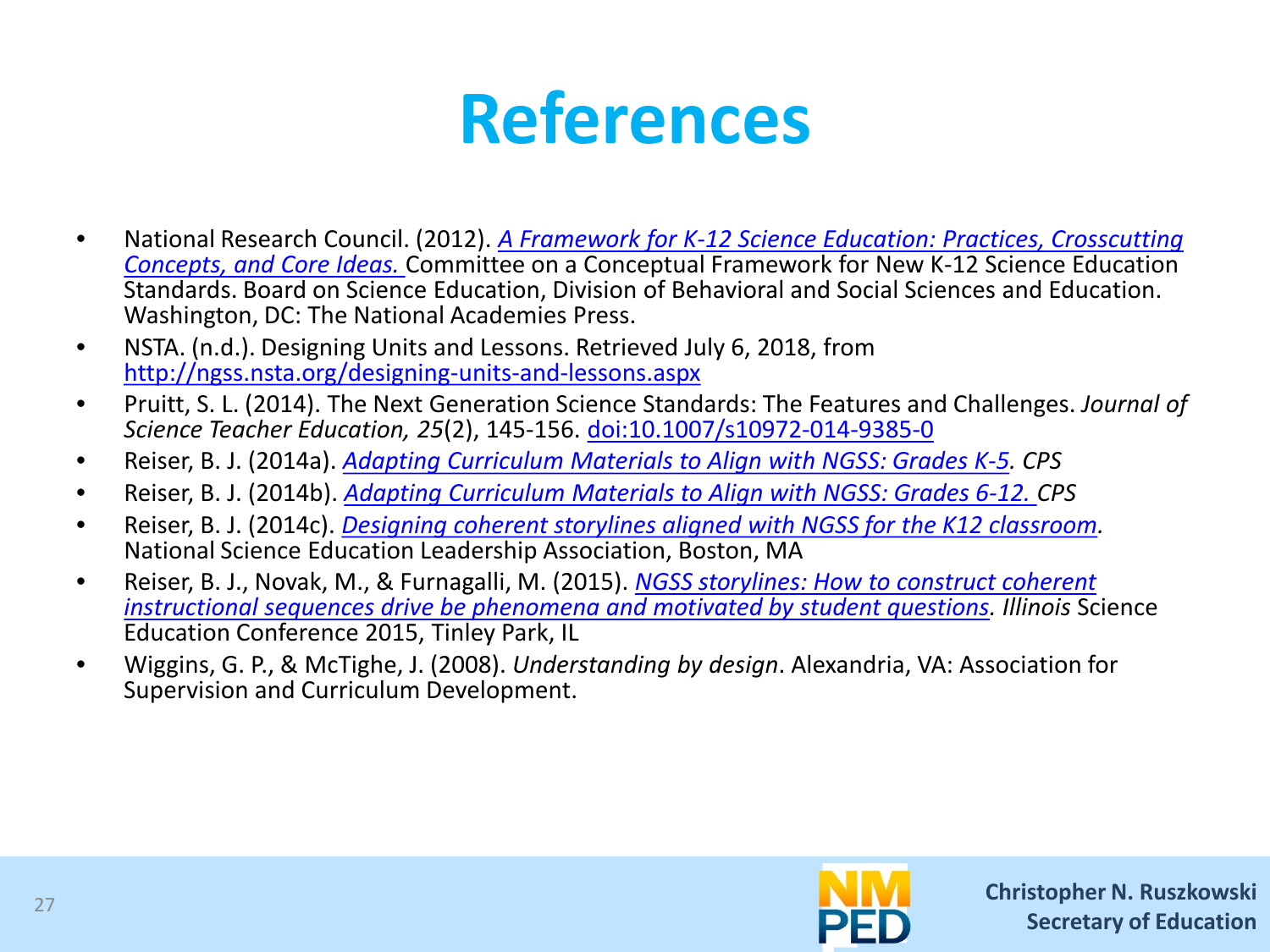# References

- National Research Council. (2012). *A Framework for K-12 Science Education: Practices, Crosscutting Concepts, and Core Ideas.* Committee on a Conceptual Framework for New K-12 Science Education Standards. Board on Science Education, Division of Behavioral and Social Sciences and Education. Washington, DC: The National Academies Press.
- NSTA. (n.d.). Designing Units and Lessons. Retrieved July 6, 2018, from http://ngss.nsta.org/designing-units-and-lessons.aspx
- Pruitt, S. L. (2014). The Next Generation Science Standards: The Features and Challenges. *Journal of Science Teacher Education, 25*(2), 145-156. doi:10.1007/s10972-014-9385-0
- Reiser, B. J. (2014a). *Adapting Curriculum Materials to Align with NGSS: Grades K-5. CPS*
- Reiser, B. J. (2014b). *Adapting Curriculum Materials to Align with NGSS: Grades 6-12. CPS*
- Reiser, B. J. (2014c). *Designing coherent storylines aligned with NGSS for the K12 classroom.* National Science Education Leadership Association, Boston, MA
- Reiser, B. J., Novak, M., & Furnagalli, M. (2015). *NGSS storylines: How to construct coherent instructional sequences drive be phenomena and motivated by student questions. Illinois* Science Education Conference 2015, Tinley Park, IL
- Wiggins, G. P., & McTighe, J. (2008). *Understanding by design*. Alexandria, VA: Association for Supervision and Curriculum Development.